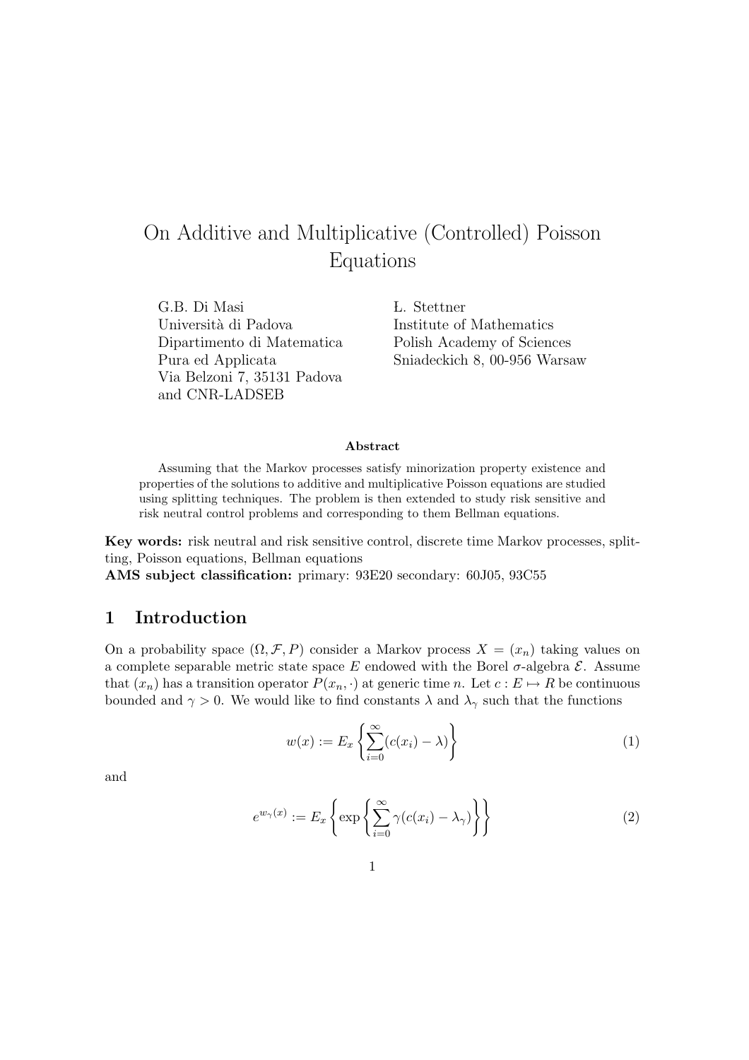# On Additive and Multiplicative (Controlled) Poisson Equations

G.B. Di Masi
Università di Padova
Dipartimento di Matematica
Pura ed Applicata
Via Belzoni 7, 35131 Padova
and CNR-LADSEB

Ł. Stettner
Institute of Mathematics
Polish Academy of Sciences
Sniadeckich 8, 00-956 Warsaw

**Abstract**

Assuming that the Markov processes satisfy minorization property existence and properties of the solutions to additive and multiplicative Poisson equations are studied using splitting techniques. The problem is then extended to study risk sensitive and risk neutral control problems and corresponding to them Bellman equations.

**Key words:** risk neutral and risk sensitive control, discrete time Markov processes, splitting, Poisson equations, Bellman equations

**AMS subject classification:** primary: 93E20 secondary: 60J05, 93C55

## 1 Introduction

On a probability space $(\Omega, \mathcal{F}, P)$ consider a Markov process $X = (x_n)$ taking values on a complete separable metric state space $E$ endowed with the Borel $\sigma$-algebra $\mathcal{E}$. Assume that $(x_n)$ has a transition operator $P(x_n, \cdot)$ at generic time $n$. Let $c : E \mapsto R$ be continuous bounded and $\gamma > 0$. We would like to find constants $\lambda$ and $\lambda_\gamma$ such that the functions

$$w(x) := E_x \left\{ \sum_{i=0}^{\infty} (c(x_i) - \lambda) \right\} \tag{1}$$

and

$$e^{w_\gamma(x)} := E_x \left\{ \exp \left\{ \sum_{i=0}^{\infty} \gamma (c(x_i) - \lambda_\gamma) \right\} \right\} \tag{2}$$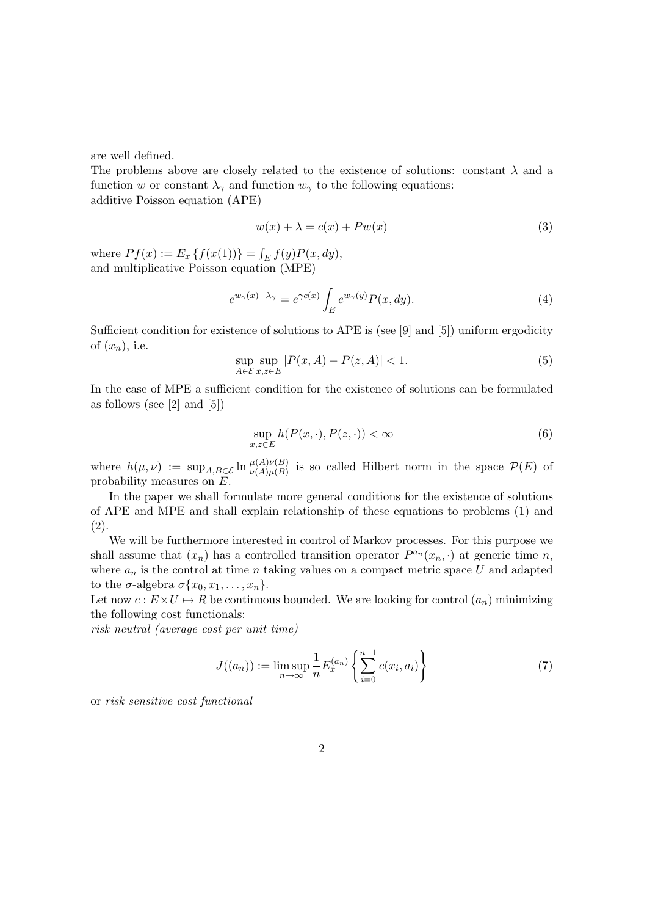are well defined.
The problems above are closely related to the existence of solutions: constant $\lambda$ and a function $w$ or constant $\lambda_\gamma$ and function $w_\gamma$ to the following equations:
additive Poisson equation (APE)

$$w(x) + \lambda = c(x) + Pw(x) \tag{3}$$

where $Pf(x) := E_x \{f(x(1))\} = \int_E f(y)P(x, dy)$,
and multiplicative Poisson equation (MPE)

$$e^{w_\gamma(x)+\lambda_\gamma} = e^{\gamma c(x)} \int_E e^{w_\gamma(y)} P(x, dy). \tag{4}$$

Sufficient condition for existence of solutions to APE is (see [9] and [5]) uniform ergodicity of $(x_n)$, i.e.

$$\sup_{A \in \mathcal{E}} \sup_{x,z \in E} |P(x, A) - P(z, A)| < 1. \tag{5}$$

In the case of MPE a sufficient condition for the existence of solutions can be formulated as follows (see [2] and [5])

$$\sup_{x,z \in E} h(P(x, \cdot), P(z, \cdot)) < \infty \tag{6}$$

where $h(\mu, \nu) := \sup_{A,B \in \mathcal{E}} \ln \frac{\mu(A)\nu(B)}{\nu(A)\mu(B)}$ is so called Hilbert norm in the space $\mathcal{P}(E)$ of probability measures on $E$.

In the paper we shall formulate more general conditions for the existence of solutions of APE and MPE and shall explain relationship of these equations to problems (1) and (2).

We will be furthermore interested in control of Markov processes. For this purpose we shall assume that $(x_n)$ has a controlled transition operator $P^{a_n}(x_n, \cdot)$ at generic time $n$, where $a_n$ is the control at time $n$ taking values on a compact metric space $U$ and adapted to the $\sigma$-algebra $\sigma\{x_0, x_1, \ldots, x_n\}$.
Let now $c : E \times U \mapsto R$ be continuous bounded. We are looking for control $(a_n)$ minimizing the following cost functionals:
*risk neutral (average cost per unit time)*

$$J((a_n)) := \limsup_{n \to \infty} \frac{1}{n} E_x^{(a_n)} \left\{ \sum_{i=0}^{n-1} c(x_i, a_i) \right\} \tag{7}$$

or *risk sensitive cost functional*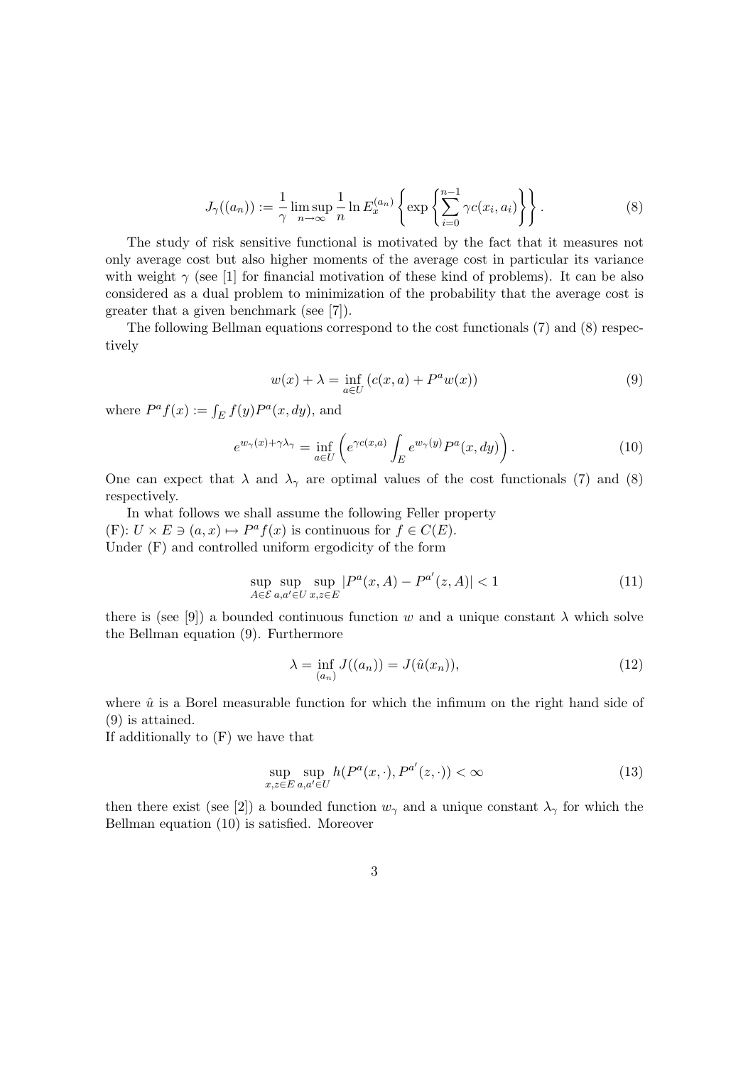$$J_\gamma((a_n)) := \frac{1}{\gamma} \limsup_{n\to\infty} \frac{1}{n} \ln E_x^{(a_n)} \left\{ \exp\left\{ \sum_{i=0}^{n-1} \gamma c(x_i, a_i) \right\} \right\}. \tag{8}$$

The study of risk sensitive functional is motivated by the fact that it measures not only average cost but also higher moments of the average cost in particular its variance with weight $\gamma$ (see [1] for financial motivation of these kind of problems). It can be also considered as a dual problem to minimization of the probability that the average cost is greater that a given benchmark (see [7]).

The following Bellman equations correspond to the cost functionals (7) and (8) respectively

$$w(x) + \lambda = \inf_{a\in U} \left( c(x,a) + P^a w(x) \right) \tag{9}$$

where $P^a f(x) := \int_E f(y) P^a(x, dy)$, and

$$e^{w_\gamma(x) + \gamma \lambda_\gamma} = \inf_{a\in U} \left( e^{\gamma c(x,a)} \int_E e^{w_\gamma(y)} P^a(x, dy) \right). \tag{10}$$

One can expect that $\lambda$ and $\lambda_\gamma$ are optimal values of the cost functionals (7) and (8) respectively.

In what follows we shall assume the following Feller property
(F): $U \times E \ni (a, x) \mapsto P^a f(x)$ is continuous for $f \in C(E)$.
Under (F) and controlled uniform ergodicity of the form

$$\sup_{A\in\mathcal{E}} \sup_{a,a'\in U} \sup_{x,z\in E} |P^a(x, A) - P^{a'}(z, A)| < 1 \tag{11}$$

there is (see [9]) a bounded continuous function $w$ and a unique constant $\lambda$ which solve the Bellman equation (9). Furthermore

$$\lambda = \inf_{(a_n)} J((a_n)) = J(\hat{u}(x_n)), \tag{12}$$

where $\hat{u}$ is a Borel measurable function for which the infimum on the right hand side of (9) is attained.
If additionally to (F) we have that

$$\sup_{x,z\in E} \sup_{a,a'\in U} h(P^a(x, \cdot), P^{a'}(z, \cdot)) < \infty \tag{13}$$

then there exist (see [2]) a bounded function $w_\gamma$ and a unique constant $\lambda_\gamma$ for which the Bellman equation (10) is satisfied. Moreover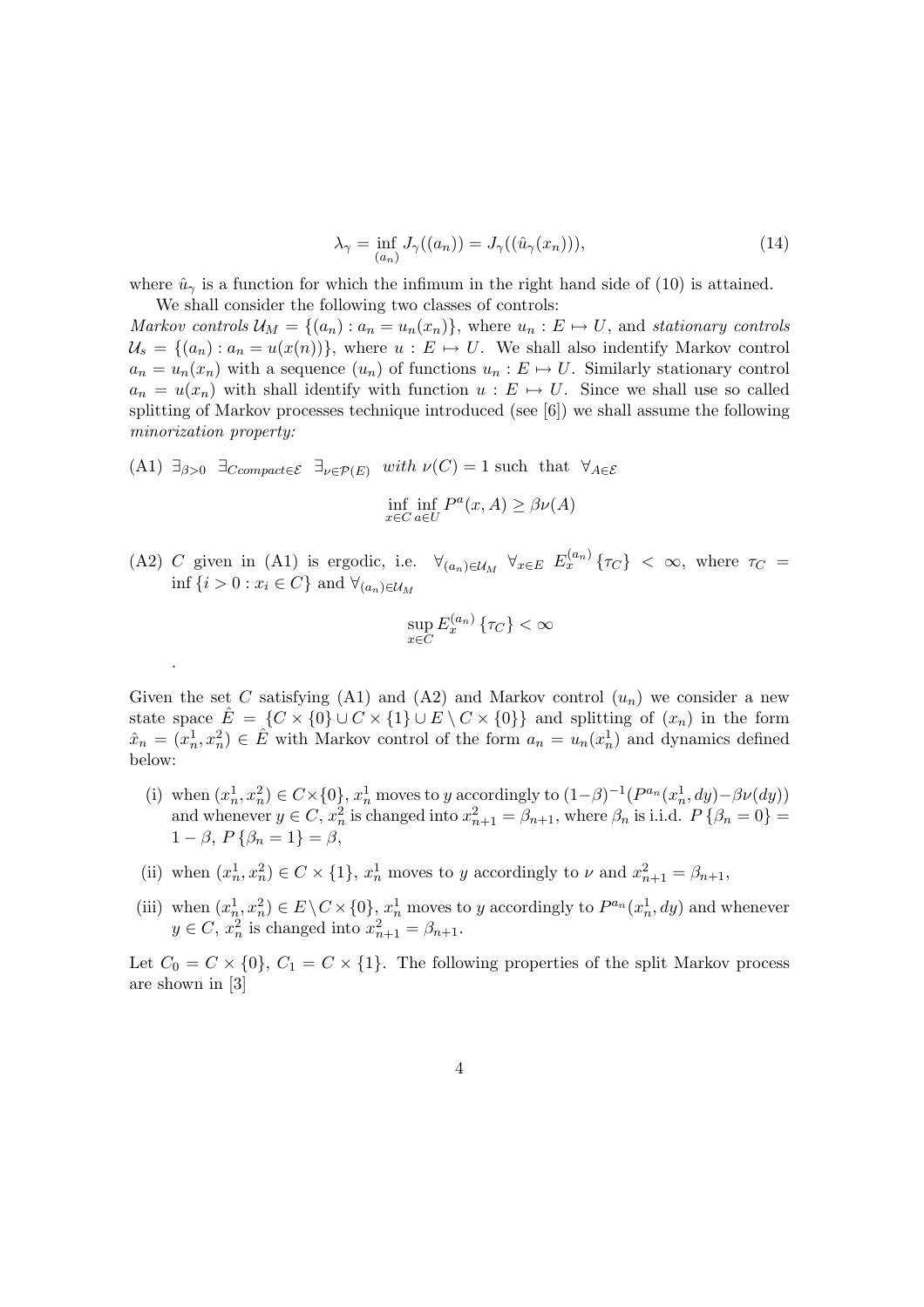$$\lambda_\gamma = \inf_{(a_n)} J_\gamma((a_n)) = J_\gamma((\hat{u}_\gamma(x_n))), \tag{14}$$

where $\hat{u}_\gamma$ is a function for which the infimum in the right hand side of (10) is attained.

We shall consider the following two classes of controls:
*Markov controls* $\mathcal{U}_M = \{(a_n) : a_n = u_n(x_n)\}$, where $u_n : E \mapsto U$, and *stationary controls* $\mathcal{U}_s = \{(a_n) : a_n = u(x(n))\}$, where $u : E \mapsto U$. We shall also indentify Markov control $a_n = u_n(x_n)$ with a sequence $(u_n)$ of functions $u_n : E \mapsto U$. Similarly stationary control $a_n = u(x_n)$ with shall identify with function $u : E \mapsto U$. Since we shall use so called splitting of Markov processes technique introduced (see [6]) we shall assume the following *minorization property:*

(A1) $\exists_{\beta>0}$ $\exists_{C compact \in \mathcal{E}}$ $\exists_{\nu \in \mathcal{P}(E)}$ *with* $\nu(C) = 1$ such that $\forall_{A \in \mathcal{E}}$

$$\inf_{x \in C} \inf_{a \in U} P^a(x, A) \geq \beta \nu(A)$$

(A2) $C$ given in (A1) is ergodic, i.e. $\forall_{(a_n) \in \mathcal{U}_M}$ $\forall_{x \in E}$ $E_x^{(a_n)} \{\tau_C\} < \infty$, where $\tau_C = \inf\{i > 0 : x_i \in C\}$ and $\forall_{(a_n) \in \mathcal{U}_M}$

$$\sup_{x \in C} E_x^{(a_n)} \{\tau_C\} < \infty$$

.

Given the set $C$ satisfying (A1) and (A2) and Markov control $(u_n)$ we consider a new state space $\hat{E} = \{C \times \{0\} \cup C \times \{1\} \cup E \setminus C \times \{0\}\}$ and splitting of $(x_n)$ in the form $\hat{x}_n = (x_n^1, x_n^2) \in \hat{E}$ with Markov control of the form $a_n = u_n(x_n^1)$ and dynamics defined below:

(i) when $(x_n^1, x_n^2) \in C \times \{0\}$, $x_n^1$ moves to $y$ accordingly to $(1-\beta)^{-1}(P^{a_n}(x_n^1, dy) - \beta\nu(dy))$ and whenever $y \in C$, $x_n^2$ is changed into $x_{n+1}^2 = \beta_{n+1}$, where $\beta_n$ is i.i.d. $P\{\beta_n = 0\} = 1 - \beta$, $P\{\beta_n = 1\} = \beta$,

(ii) when $(x_n^1, x_n^2) \in C \times \{1\}$, $x_n^1$ moves to $y$ accordingly to $\nu$ and $x_{n+1}^2 = \beta_{n+1}$,

(iii) when $(x_n^1, x_n^2) \in E \setminus C \times \{0\}$, $x_n^1$ moves to $y$ accordingly to $P^{a_n}(x_n^1, dy)$ and whenever $y \in C$, $x_n^2$ is changed into $x_{n+1}^2 = \beta_{n+1}$.

Let $C_0 = C \times \{0\}$, $C_1 = C \times \{1\}$. The following properties of the split Markov process are shown in [3]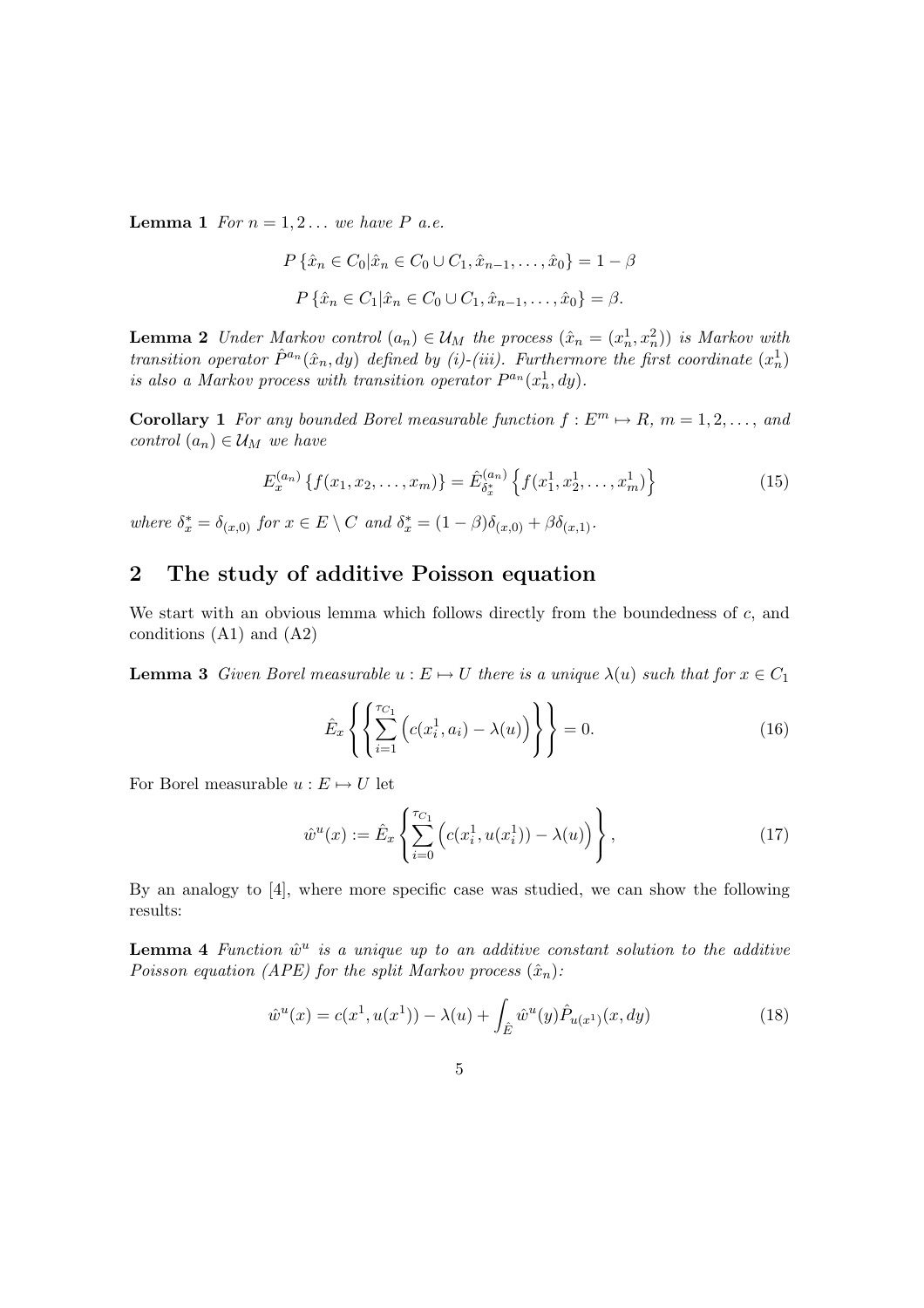**Lemma 1** *For $n = 1, 2 \dots$ we have $P$ a.e.*

$$P\left\{\hat{x}_n \in C_0 | \hat{x}_n \in C_0 \cup C_1, \hat{x}_{n-1}, \dots, \hat{x}_0\right\} = 1 - \beta$$

$$P\left\{\hat{x}_n \in C_1 | \hat{x}_n \in C_0 \cup C_1, \hat{x}_{n-1}, \dots, \hat{x}_0\right\} = \beta.$$

**Lemma 2** *Under Markov control $(a_n) \in \mathcal{U}_M$ the process $(\hat{x}_n = (x_n^1, x_n^2))$ is Markov with transition operator $\hat{P}^{a_n}(\hat{x}_n, dy)$ defined by (i)-(iii). Furthermore the first coordinate $(x_n^1)$ is also a Markov process with transition operator $P^{a_n}(x_n^1, dy)$.*

**Corollary 1** *For any bounded Borel measurable function $f : E^m \mapsto R$, $m = 1, 2, \dots,$ and control $(a_n) \in \mathcal{U}_M$ we have*

$$E_x^{(a_n)}\left\{f(x_1, x_2, \dots, x_m)\right\} = \hat{E}_{\delta_x^*}^{(a_n)}\left\{f(x_1^1, x_2^1, \dots, x_m^1)\right\} \tag{15}$$

*where $\delta_x^* = \delta_{(x,0)}$ for $x \in E \setminus C$ and $\delta_x^* = (1-\beta)\delta_{(x,0)} + \beta\delta_{(x,1)}$.*

## 2 The study of additive Poisson equation

We start with an obvious lemma which follows directly from the boundedness of $c$, and conditions (A1) and (A2)

**Lemma 3** *Given Borel measurable $u : E \mapsto U$ there is a unique $\lambda(u)$ such that for $x \in C_1$*

$$\hat{E}_x\left\{\left\{\sum_{i=1}^{\tau_{C_1}}\left(c(x_i^1, a_i) - \lambda(u)\right)\right\}\right\} = 0. \tag{16}$$

For Borel measurable $u : E \mapsto U$ let

$$\hat{w}^u(x) := \hat{E}_x\left\{\sum_{i=0}^{\tau_{C_1}}\left(c(x_i^1, u(x_i^1)) - \lambda(u)\right)\right\}, \tag{17}$$

By an analogy to [4], where more specific case was studied, we can show the following results:

**Lemma 4** *Function $\hat{w}^u$ is a unique up to an additive constant solution to the additive Poisson equation (APE) for the split Markov process $(\hat{x}_n)$:*

$$\hat{w}^u(x) = c(x^1, u(x^1)) - \lambda(u) + \int_{\hat{E}} \hat{w}^u(y)\hat{P}_{u(x^1)}(x, dy) \tag{18}$$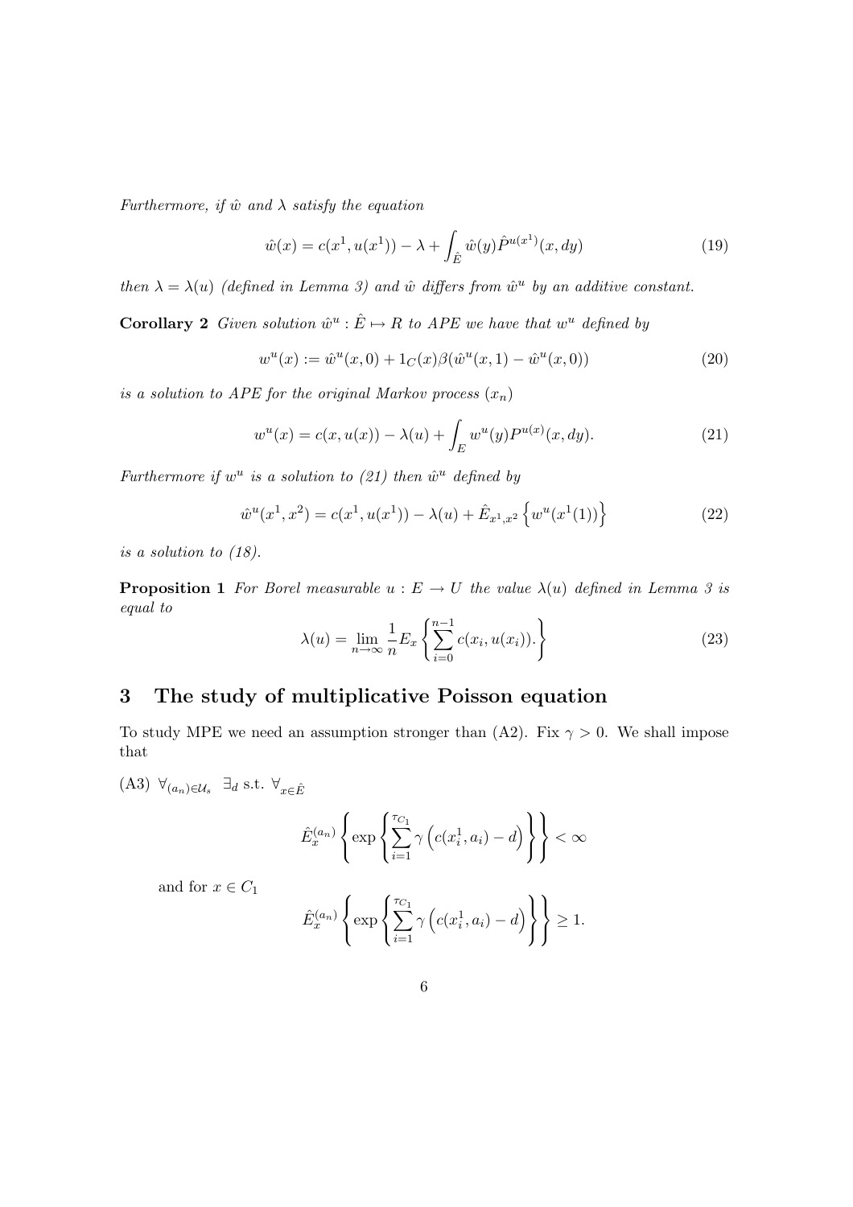*Furthermore, if $\hat{w}$ and $\lambda$ satisfy the equation*

$$\hat{w}(x) = c(x^1, u(x^1)) - \lambda + \int_{\hat{E}} \hat{w}(y) \hat{P}^{u(x^1)}(x, dy) \tag{19}$$

*then $\lambda = \lambda(u)$ (defined in Lemma 3) and $\hat{w}$ differs from $\hat{w}^u$ by an additive constant.*

**Corollary 2** *Given solution $\hat{w}^u : \hat{E} \mapsto R$ to APE we have that $w^u$ defined by*

$$w^u(x) := \hat{w}^u(x, 0) + 1_C(x)\beta(\hat{w}^u(x, 1) - \hat{w}^u(x, 0)) \tag{20}$$

*is a solution to APE for the original Markov process $(x_n)$*

$$w^u(x) = c(x, u(x)) - \lambda(u) + \int_E w^u(y) P^{u(x)}(x, dy). \tag{21}$$

*Furthermore if $w^u$ is a solution to (21) then $\hat{w}^u$ defined by*

$$\hat{w}^u(x^1, x^2) = c(x^1, u(x^1)) - \lambda(u) + \hat{E}_{x^1,x^2}\left\{w^u(x^1(1))\right\} \tag{22}$$

*is a solution to (18).*

**Proposition 1** *For Borel measurable $u : E \to U$ the value $\lambda(u)$ defined in Lemma 3 is equal to*

$$\lambda(u) = \lim_{n\to\infty} \frac{1}{n} E_x \left\{ \sum_{i=0}^{n-1} c(x_i, u(x_i)). \right\} \tag{23}$$

## 3 The study of multiplicative Poisson equation

To study MPE we need an assumption stronger than (A2). Fix $\gamma > 0$. We shall impose that

(A3) $\forall_{(a_n)\in\mathcal{U}_s} \ \exists_d$ s.t. $\forall_{x\in\hat{E}}$

$$\hat{E}_x^{(a_n)} \left\{ \exp\left\{ \sum_{i=1}^{\tau_{C_1}} \gamma \left( c(x_i^1, a_i) - d \right) \right\} \right\} < \infty$$

and for $x \in C_1$

$$\hat{E}_x^{(a_n)} \left\{ \exp\left\{ \sum_{i=1}^{\tau_{C_1}} \gamma \left( c(x_i^1, a_i) - d \right) \right\} \right\} \geq 1.$$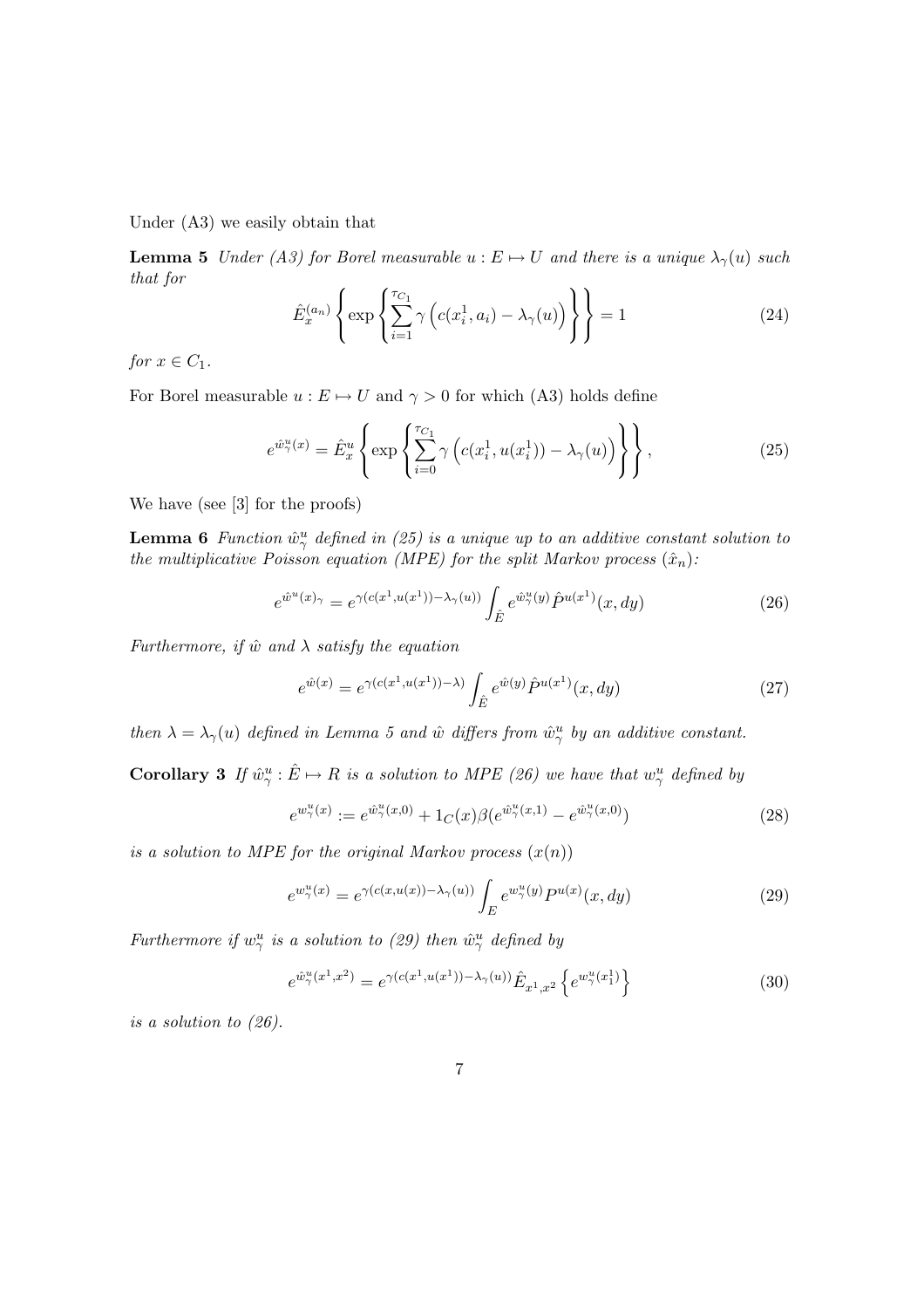Under (A3) we easily obtain that

**Lemma 5** *Under (A3) for Borel measurable $u : E \mapsto U$ and there is a unique $\lambda_\gamma(u)$ such that for*

$$\hat{E}_x^{(a_n)}\left\{\exp\left\{\sum_{i=1}^{\tau_{C_1}} \gamma\left(c(x_i^1, a_i) - \lambda_\gamma(u)\right)\right\}\right\} = 1 \tag{24}$$

*for $x \in C_1$.*

For Borel measurable $u : E \mapsto U$ and $\gamma > 0$ for which (A3) holds define

$$e^{\hat{w}_\gamma^u(x)} = \hat{E}_x^u\left\{\exp\left\{\sum_{i=0}^{\tau_{C_1}} \gamma\left(c(x_i^1, u(x_i^1)) - \lambda_\gamma(u)\right)\right\}\right\}, \tag{25}$$

We have (see [3] for the proofs)

**Lemma 6** *Function $\hat{w}_\gamma^u$ defined in (25) is a unique up to an additive constant solution to the multiplicative Poisson equation (MPE) for the split Markov process $(\hat{x}_n)$:*

$$e^{\hat{w}^u(x)_\gamma} = e^{\gamma(c(x^1, u(x^1)) - \lambda_\gamma(u))} \int_{\hat{E}} e^{\hat{w}_\gamma^u(y)} \hat{P}^{u(x^1)}(x, dy) \tag{26}$$

*Furthermore, if $\hat{w}$ and $\lambda$ satisfy the equation*

$$e^{\hat{w}(x)} = e^{\gamma(c(x^1, u(x^1)) - \lambda)} \int_{\hat{E}} e^{\hat{w}(y)} \hat{P}^{u(x^1)}(x, dy) \tag{27}$$

*then $\lambda = \lambda_\gamma(u)$ defined in Lemma 5 and $\hat{w}$ differs from $\hat{w}_\gamma^u$ by an additive constant.*

**Corollary 3** *If $\hat{w}_\gamma^u : \hat{E} \mapsto R$ is a solution to MPE (26) we have that $w_\gamma^u$ defined by*

$$e^{w_\gamma^u(x)} := e^{\hat{w}_\gamma^u(x,0)} + 1_C(x)\beta(e^{\hat{w}_\gamma^u(x,1)} - e^{\hat{w}_\gamma^u(x,0)}) \tag{28}$$

*is a solution to MPE for the original Markov process $(x(n))$*

$$e^{w_\gamma^u(x)} = e^{\gamma(c(x, u(x)) - \lambda_\gamma(u))} \int_E e^{w_\gamma^u(y)} P^{u(x)}(x, dy) \tag{29}$$

*Furthermore if $w_\gamma^u$ is a solution to (29) then $\hat{w}_\gamma^u$ defined by*

$$e^{\hat{w}_\gamma^u(x^1, x^2)} = e^{\gamma(c(x^1, u(x^1)) - \lambda_\gamma(u))} \hat{E}_{x^1, x^2}\left\{e^{w_\gamma^u(x_1^1)}\right\} \tag{30}$$

*is a solution to (26).*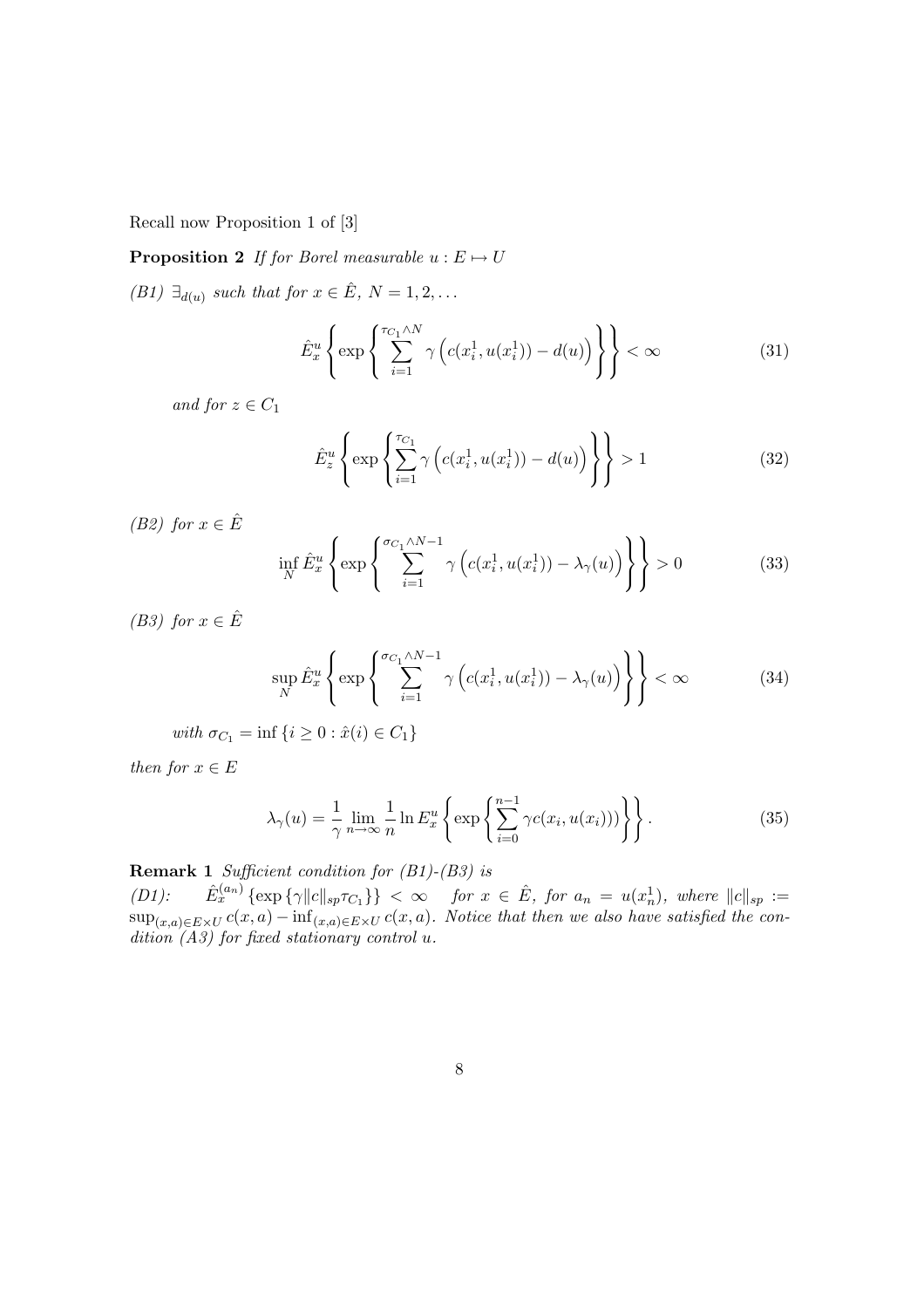Recall now Proposition 1 of [3]

**Proposition 2** *If for Borel measurable $u : E \mapsto U$*

*(B1) $\exists_{d(u)}$ such that for $x \in \hat{E}$, $N = 1, 2, \ldots$*

$$\hat{E}_x^u \left\{ \exp \left\{ \sum_{i=1}^{\tau_{C_1} \wedge N} \gamma \left( c(x_i^1, u(x_i^1)) - d(u) \right) \right\} \right\} < \infty \tag{31}$$

*and for $z \in C_1$*

$$\hat{E}_z^u \left\{ \exp \left\{ \sum_{i=1}^{\tau_{C_1}} \gamma \left( c(x_i^1, u(x_i^1)) - d(u) \right) \right\} \right\} > 1 \tag{32}$$

*(B2) for $x \in \hat{E}$*

$$\inf_N \hat{E}_x^u \left\{ \exp \left\{ \sum_{i=1}^{\sigma_{C_1} \wedge N - 1} \gamma \left( c(x_i^1, u(x_i^1)) - \lambda_\gamma(u) \right) \right\} \right\} > 0 \tag{33}$$

*(B3) for $x \in \hat{E}$*

$$\sup_N \hat{E}_x^u \left\{ \exp \left\{ \sum_{i=1}^{\sigma_{C_1} \wedge N - 1} \gamma \left( c(x_i^1, u(x_i^1)) - \lambda_\gamma(u) \right) \right\} \right\} < \infty \tag{34}$$

*with $\sigma_{C_1} = \inf \{ i \geq 0 : \hat{x}(i) \in C_1 \}$*

*then for $x \in E$*

$$\lambda_\gamma(u) = \frac{1}{\gamma} \lim_{n \to \infty} \frac{1}{n} \ln E_x^u \left\{ \exp \left\{ \sum_{i=0}^{n-1} \gamma c(x_i, u(x_i)) \right\} \right\}. \tag{35}$$

**Remark 1** *Sufficient condition for (B1)-(B3) is*
*(D1): $\hat{E}_x^{(a_n)} \{ \exp \{ \gamma \|c\|_{sp} \tau_{C_1} \} \} < \infty$ for $x \in \hat{E}$, for $a_n = u(x_n^1)$, where $\|c\|_{sp} := \sup_{(x,a) \in E \times U} c(x,a) - \inf_{(x,a) \in E \times U} c(x,a)$. Notice that then we also have satisfied the condition (A3) for fixed stationary control $u$.*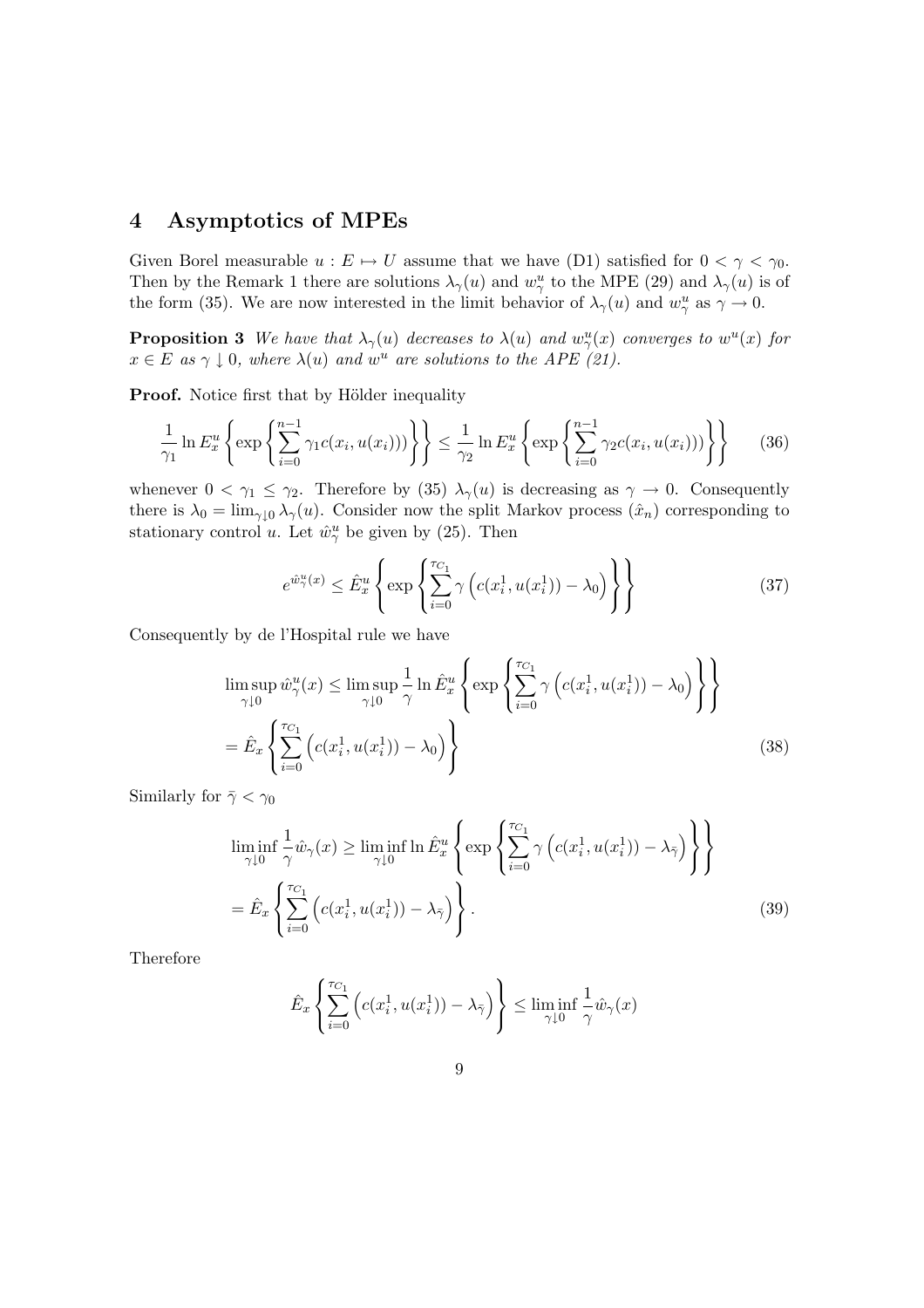## 4 Asymptotics of MPEs

Given Borel measurable $u : E \mapsto U$ assume that we have (D1) satisfied for $0 < \gamma < \gamma_0$. Then by the Remark 1 there are solutions $\lambda_\gamma(u)$ and $w_\gamma^u$ to the MPE (29) and $\lambda_\gamma(u)$ is of the form (35). We are now interested in the limit behavior of $\lambda_\gamma(u)$ and $w_\gamma^u$ as $\gamma \to 0$.

**Proposition 3** *We have that $\lambda_\gamma(u)$ decreases to $\lambda(u)$ and $w_\gamma^u(x)$ converges to $w^u(x)$ for $x \in E$ as $\gamma \downarrow 0$, where $\lambda(u)$ and $w^u$ are solutions to the APE (21).*

**Proof.** Notice first that by Hölder inequality

$$\frac{1}{\gamma_1} \ln E_x^u \left\{ \exp\left\{ \sum_{i=0}^{n-1} \gamma_1 c(x_i, u(x_i)) \right\} \right\} \leq \frac{1}{\gamma_2} \ln E_x^u \left\{ \exp\left\{ \sum_{i=0}^{n-1} \gamma_2 c(x_i, u(x_i)) \right\} \right\} \tag{36}$$

whenever $0 < \gamma_1 \leq \gamma_2$. Therefore by (35) $\lambda_\gamma(u)$ is decreasing as $\gamma \to 0$. Consequently there is $\lambda_0 = \lim_{\gamma \downarrow 0} \lambda_\gamma(u)$. Consider now the split Markov process $(\hat{x}_n)$ corresponding to stationary control $u$. Let $\hat{w}_\gamma^u$ be given by (25). Then

$$e^{\hat{w}_\gamma^u(x)} \leq \hat{E}_x^u \left\{ \exp\left\{ \sum_{i=0}^{\tau_{C_1}} \gamma \left( c(x_i^1, u(x_i^1)) - \lambda_0 \right) \right\} \right\} \tag{37}$$

Consequently by de l'Hospital rule we have

$$\begin{aligned}
\limsup_{\gamma \downarrow 0} \hat{w}_\gamma^u(x) &\leq \limsup_{\gamma \downarrow 0} \frac{1}{\gamma} \ln \hat{E}_x^u \left\{ \exp\left\{ \sum_{i=0}^{\tau_{C_1}} \gamma \left( c(x_i^1, u(x_i^1)) - \lambda_0 \right) \right\} \right\} \\
&= \hat{E}_x \left\{ \sum_{i=0}^{\tau_{C_1}} \left( c(x_i^1, u(x_i^1)) - \lambda_0 \right) \right\}
\end{aligned} \tag{38}$$

Similarly for $\bar{\gamma} < \gamma_0$

$$\begin{aligned}
\liminf_{\gamma \downarrow 0} \frac{1}{\gamma} \hat{w}_\gamma(x) &\geq \liminf_{\gamma \downarrow 0} \ln \hat{E}_x^u \left\{ \exp\left\{ \sum_{i=0}^{\tau_{C_1}} \gamma \left( c(x_i^1, u(x_i^1)) - \lambda_{\bar{\gamma}} \right) \right\} \right\} \\
&= \hat{E}_x \left\{ \sum_{i=0}^{\tau_{C_1}} \left( c(x_i^1, u(x_i^1)) - \lambda_{\bar{\gamma}} \right) \right\}.
\end{aligned} \tag{39}$$

Therefore

$$\hat{E}_x \left\{ \sum_{i=0}^{\tau_{C_1}} \left( c(x_i^1, u(x_i^1)) - \lambda_{\bar{\gamma}} \right) \right\} \leq \liminf_{\gamma \downarrow 0} \frac{1}{\gamma} \hat{w}_\gamma(x)$$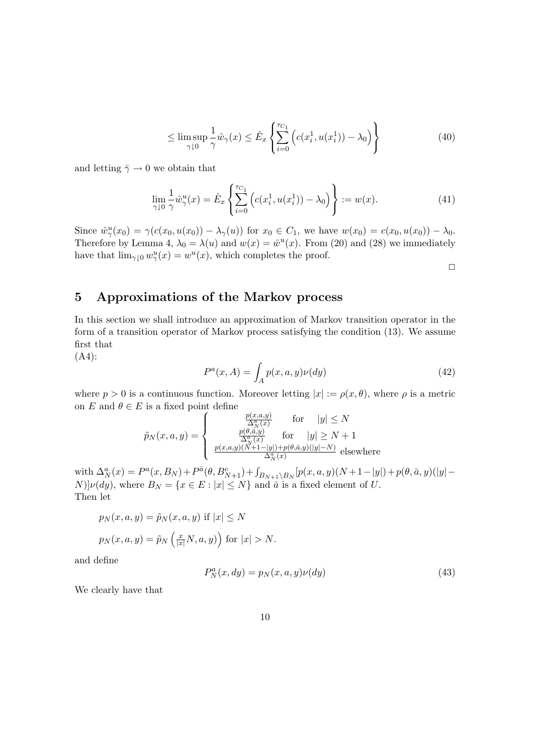$$\leq \limsup_{\gamma \downarrow 0} \frac{1}{\gamma} \hat{w}_\gamma(x) \leq \hat{E}_x \left\{ \sum_{i=0}^{\tau_{C_1}} \left( c(x_i^1, u(x_i^1)) - \lambda_0 \right) \right\} \tag{40}$$

and letting $\bar{\gamma} \to 0$ we obtain that

$$\lim_{\gamma \downarrow 0} \frac{1}{\gamma} \hat{w}_\gamma^u(x) = \hat{E}_x \left\{ \sum_{i=0}^{\tau_{C_1}} \left( c(x_i^1, u(x_i^1)) - \lambda_0 \right) \right\} := w(x). \tag{41}$$

Since $\hat{w}_\gamma^u(x_0) = \gamma(c(x_0, u(x_0)) - \lambda_\gamma(u))$ for $x_0 \in C_1$, we have $w(x_0) = c(x_0, u(x_0)) - \lambda_0$. Therefore by Lemma 4, $\lambda_0 = \lambda(u)$ and $w(x) = \hat{w}^u(x)$. From (20) and (28) we immediately have that $\lim_{\gamma \downarrow 0} w_\gamma^u(x) = w^u(x)$, which completes the proof.

□

## 5 Approximations of the Markov process

In this section we shall introduce an approximation of Markov transition operator in the form of a transition operator of Markov process satisfying the condition (13). We assume first that

(A4):

$$P^a(x, A) = \int_A p(x, a, y)\nu(dy) \tag{42}$$

where $p > 0$ is a continuous function. Moreover letting $|x| := \rho(x, \theta)$, where $\rho$ is a metric on $E$ and $\theta \in E$ is a fixed point define

$$\tilde{p}_N(x, a, y) = \begin{cases} \frac{p(x,a,y)}{\Delta_N^a(x)} & \text{for} \quad |y| \leq N \\ \frac{p(\theta,\bar{a},y)}{\Delta_N^a(x)} & \text{for} \quad |y| \geq N+1 \\ \frac{p(x,a,y)(N+1-|y|)+p(\theta,\bar{a},y)(|y|-N)}{\Delta_N^a(x)} & \text{elsewhere} \end{cases}$$

with $\Delta_N^a(x) = P^a(x, B_N) + P^{\bar{a}}(\theta, B_{N+1}^c) + \int_{B_{N+1} \setminus B_N} [p(x, a, y)(N+1-|y|) + p(\theta, \bar{a}, y)(|y| - N)]\nu(dy)$, where $B_N = \{x \in E : |x| \leq N\}$ and $\bar{a}$ is a fixed element of $U$.
Then let

$$p_N(x, a, y) = \tilde{p}_N(x, a, y) \text{ if } |x| \leq N$$

$$p_N(x, a, y) = \tilde{p}_N\left(\tfrac{x}{|x|}N, a, y\right) \text{ for } |x| > N.$$

and define

$$P_N^a(x, dy) = p_N(x, a, y)\nu(dy) \tag{43}$$

We clearly have that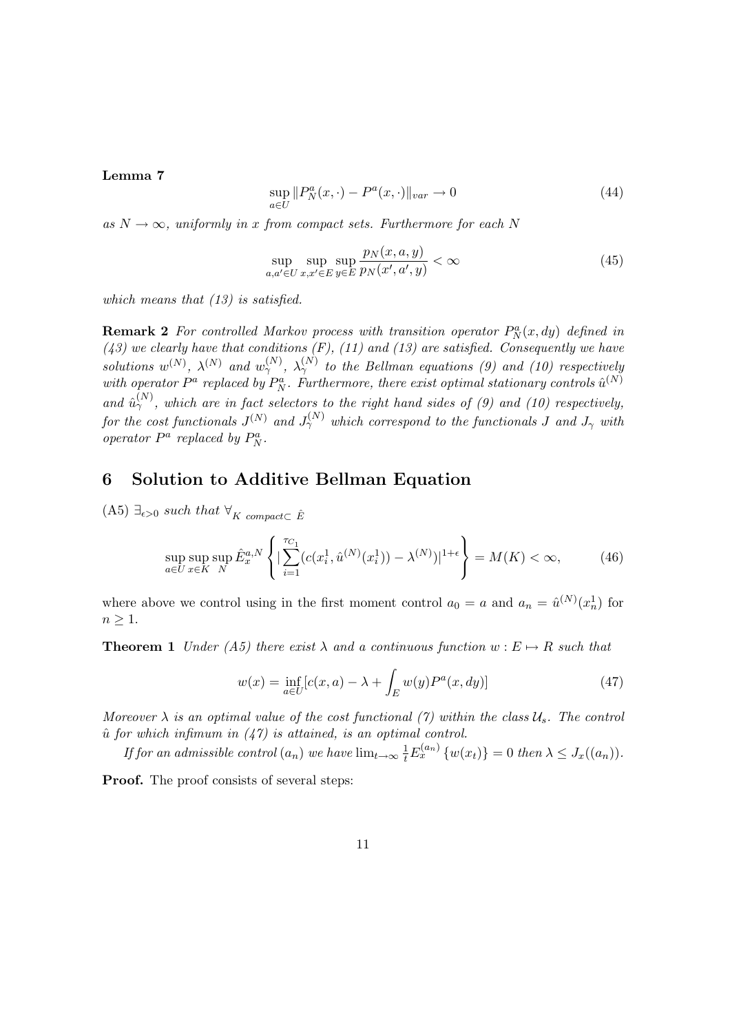**Lemma 7**

$$\sup_{a\in U} \|P_N^a(x,\cdot) - P^a(x,\cdot)\|_{var} \to 0 \tag{44}$$

*as $N \to \infty$, uniformly in $x$ from compact sets. Furthermore for each $N$*

$$\sup_{a,a'\in U} \sup_{x,x'\in E} \sup_{y\in E} \frac{p_N(x,a,y)}{p_N(x',a',y)} < \infty \tag{45}$$

*which means that (13) is satisfied.*

**Remark 2** *For controlled Markov process with transition operator $P_N^a(x,dy)$ defined in (43) we clearly have that conditions (F), (11) and (13) are satisfied. Consequently we have solutions $w^{(N)}$, $\lambda^{(N)}$ and $w_\gamma^{(N)}$, $\lambda_\gamma^{(N)}$ to the Bellman equations (9) and (10) respectively with operator $P^a$ replaced by $P_N^a$. Furthermore, there exist optimal stationary controls $\hat{u}^{(N)}$ and $\hat{u}_\gamma^{(N)}$, which are in fact selectors to the right hand sides of (9) and (10) respectively, for the cost functionals $J^{(N)}$ and $J_\gamma^{(N)}$ which correspond to the functionals $J$ and $J_\gamma$ with operator $P^a$ replaced by $P_N^a$.*

## 6 Solution to Additive Bellman Equation

(A5) $\exists_{\epsilon>0}$ *such that* $\forall_{K \ compact \subset \ \hat{E}}$

$$\sup_{a\in U}\sup_{x\in K}\sup_{N} \hat{E}_x^{a,N}\left\{ |\sum_{i=1}^{\tau_{C_1}} (c(x_i^1, \hat{u}^{(N)}(x_i^1)) - \lambda^{(N)})|^{1+\epsilon} \right\} = M(K) < \infty, \tag{46}$$

where above we control using in the first moment control $a_0 = a$ and $a_n = \hat{u}^{(N)}(x_n^1)$ for $n \geq 1$.

**Theorem 1** *Under (A5) there exist $\lambda$ and a continuous function $w : E \mapsto R$ such that*

$$w(x) = \inf_{a\in U}[c(x,a) - \lambda + \int_E w(y)P^a(x,dy)] \tag{47}$$

*Moreover $\lambda$ is an optimal value of the cost functional (7) within the class $\mathcal{U}_s$. The control $\hat{u}$ for which infimum in (47) is attained, is an optimal control.*

*If for an admissible control $(a_n)$ we have $\lim_{t\to\infty} \frac{1}{t} E_x^{(a_n)}\{w(x_t)\} = 0$ then $\lambda \leq J_x((a_n))$.*

**Proof.** The proof consists of several steps: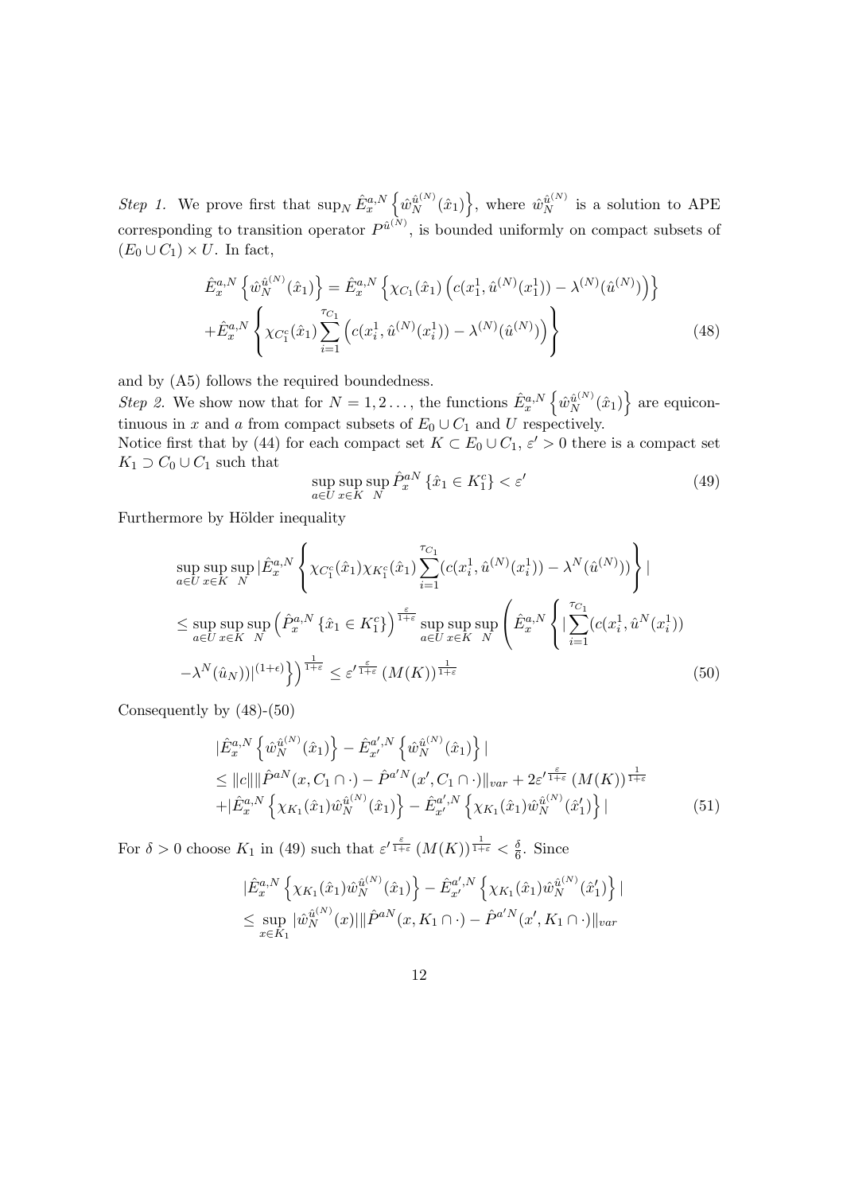*Step 1.* We prove first that $\sup_N \hat{E}_x^{a,N}\left\{\hat{w}_N^{\hat{u}^{(N)}}(\hat{x}_1)\right\}$, where $\hat{w}_N^{\hat{u}^{(N)}}$ is a solution to APE corresponding to transition operator $P^{\hat{u}^{(N)}}$, is bounded uniformly on compact subsets of $(E_0 \cup C_1) \times U$. In fact,

$$
\begin{aligned}
&\hat{E}_x^{a,N}\left\{\hat{w}_N^{\hat{u}^{(N)}}(\hat{x}_1)\right\} = \hat{E}_x^{a,N}\left\{\chi_{C_1}(\hat{x}_1)\left(c(x_1^1, \hat{u}^{(N)}(x_1^1)) - \lambda^{(N)}(\hat{u}^{(N)})\right)\right\} \\
&+\hat{E}_x^{a,N}\left\{\chi_{C_1^c}(\hat{x}_1)\sum_{i=1}^{\tau_{C_1}}\left(c(x_i^1, \hat{u}^{(N)}(x_i^1)) - \lambda^{(N)}(\hat{u}^{(N)})\right)\right\}
\end{aligned} \tag{48}
$$

and by (A5) follows the required boundedness.
*Step 2.* We show now that for $N = 1, 2\ldots$, the functions $\hat{E}_x^{a,N}\left\{\hat{w}_N^{\hat{u}^{(N)}}(\hat{x}_1)\right\}$ are equicontinuous in $x$ and $a$ from compact subsets of $E_0 \cup C_1$ and $U$ respectively.
Notice first that by (44) for each compact set $K \subset E_0 \cup C_1$, $\varepsilon' > 0$ there is a compact set $K_1 \supset C_0 \cup C_1$ such that

$$
\sup_{a\in U}\sup_{x\in K}\sup_N \hat{P}_x^{aN}\left\{\hat{x}_1 \in K_1^c\right\} < \varepsilon' \tag{49}
$$

Furthermore by Hölder inequality

$$
\begin{aligned}
&\sup_{a\in U}\sup_{x\in K}\sup_N |\hat{E}_x^{a,N}\left\{\chi_{C_1^c}(\hat{x}_1)\chi_{K_1^c}(\hat{x}_1)\sum_{i=1}^{\tau_{C_1}}(c(x_i^1, \hat{u}^{(N)}(x_i^1)) - \lambda^N(\hat{u}^{(N)}))\right\}| \\
&\leq \sup_{a\in U}\sup_{x\in K}\sup_N \left(\hat{P}_x^{a,N}\left\{\hat{x}_1 \in K_1^c\right\}\right)^{\frac{\varepsilon}{1+\varepsilon}} \sup_{a\in U}\sup_{x\in K}\sup_N \left(\hat{E}_x^{a,N}\left\{|\sum_{i=1}^{\tau_{C_1}}(c(x_i^1, \hat{u}^N(x_i^1))\right.\right. \\
&\left.\left. -\lambda^N(\hat{u}_N))|^{(1+\epsilon)}\right\}\right)^{\frac{1}{1+\varepsilon}} \leq \varepsilon'^{\frac{\varepsilon}{1+\varepsilon}}\left(M(K)\right)^{\frac{1}{1+\varepsilon}}
\end{aligned} \tag{50}
$$

Consequently by (48)-(50)

$$
\begin{aligned}
&|\hat{E}_x^{a,N}\left\{\hat{w}_N^{\hat{u}^{(N)}}(\hat{x}_1)\right\} - \hat{E}_{x'}^{a',N}\left\{\hat{w}_N^{\hat{u}^{(N)}}(\hat{x}_1)\right\}| \\
&\leq \|c\|\|\hat{P}^{aN}(x, C_1\cap\cdot) - \hat{P}^{a'N}(x', C_1\cap\cdot)\|_{var} + 2\varepsilon'^{\frac{\varepsilon}{1+\varepsilon}}\left(M(K)\right)^{\frac{1}{1+\varepsilon}} \\
&+|\hat{E}_x^{a,N}\left\{\chi_{K_1}(\hat{x}_1)\hat{w}_N^{\hat{u}^{(N)}}(\hat{x}_1)\right\} - \hat{E}_{x'}^{a',N}\left\{\chi_{K_1}(\hat{x}_1)\hat{w}_N^{\hat{u}^{(N)}}(\hat{x}_1')\right\}|
\end{aligned} \tag{51}
$$

For $\delta > 0$ choose $K_1$ in (49) such that $\varepsilon'^{\frac{\varepsilon}{1+\varepsilon}}\left(M(K)\right)^{\frac{1}{1+\varepsilon}} < \frac{\delta}{6}$. Since

$$
\begin{aligned}
&|\hat{E}_x^{a,N}\left\{\chi_{K_1}(\hat{x}_1)\hat{w}_N^{\hat{u}^{(N)}}(\hat{x}_1)\right\} - \hat{E}_{x'}^{a',N}\left\{\chi_{K_1}(\hat{x}_1)\hat{w}_N^{\hat{u}^{(N)}}(\hat{x}_1')\right\}| \\
&\leq \sup_{x\in K_1}|\hat{w}_N^{\hat{u}^{(N)}}(x)|\|\hat{P}^{aN}(x, K_1\cap\cdot) - \hat{P}^{a'N}(x', K_1\cap\cdot)\|_{var}
\end{aligned}
$$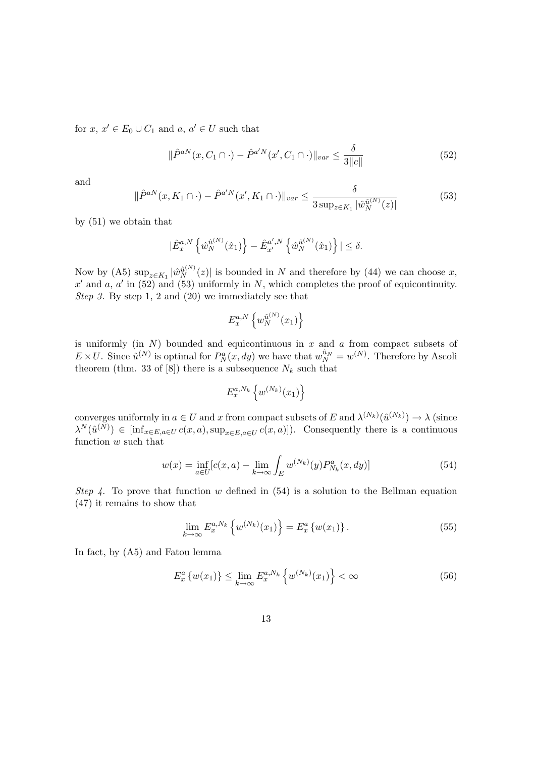for $x$, $x' \in E_0 \cup C_1$ and $a$, $a' \in U$ such that

$$\|\hat{P}^{aN}(x, C_1 \cap \cdot) - \hat{P}^{a'N}(x', C_1 \cap \cdot)\|_{var} \leq \frac{\delta}{3\|c\|} \tag{52}$$

and

$$\|\hat{P}^{aN}(x, K_1 \cap \cdot) - \hat{P}^{a'N}(x', K_1 \cap \cdot)\|_{var} \leq \frac{\delta}{3 \sup_{z \in K_1} |\hat{w}_N^{\hat{u}^{(N)}}(z)|} \tag{53}$$

by (51) we obtain that

$$|\hat{E}_x^{a,N}\left\{\hat{w}_N^{\hat{u}^{(N)}}(\hat{x}_1)\right\} - \hat{E}_{x'}^{a',N}\left\{\hat{w}_N^{\hat{u}^{(N)}}(\hat{x}_1)\right\}| \leq \delta.$$

Now by (A5) $\sup_{z \in K_1} |\hat{w}_N^{\hat{u}^{(N)}}(z)|$ is bounded in $N$ and therefore by (44) we can choose $x$, $x'$ and $a$, $a'$ in (52) and (53) uniformly in $N$, which completes the proof of equicontinuity.
*Step 3.* By step 1, 2 and (20) we immediately see that

$$E_x^{a,N}\left\{w_N^{\hat{u}^{(N)}}(x_1)\right\}$$

is uniformly (in $N$) bounded and equicontinuous in $x$ and $a$ from compact subsets of $E \times U$. Since $\hat{u}^{(N)}$ is optimal for $P_N^a(x, dy)$ we have that $w_N^{\hat{u}_N} = w^{(N)}$. Therefore by Ascoli theorem (thm. 33 of [8]) there is a subsequence $N_k$ such that

$$E_x^{a,N_k}\left\{w^{(N_k)}(x_1)\right\}$$

converges uniformly in $a \in U$ and $x$ from compact subsets of $E$ and $\lambda^{(N_k)}(\hat{u}^{(N_k)}) \to \lambda$ (since $\lambda^N(\hat{u}^{(N)}) \in [\inf_{x \in E, a \in U} c(x,a), \sup_{x \in E, a \in U} c(x,a)]$). Consequently there is a continuous function $w$ such that

$$w(x) = \inf_{a \in U}[c(x,a) - \lim_{k \to \infty} \int_E w^{(N_k)}(y) P_{N_k}^a(x, dy)] \tag{54}$$

*Step 4.* To prove that function $w$ defined in (54) is a solution to the Bellman equation (47) it remains to show that

$$\lim_{k \to \infty} E_x^{a,N_k}\left\{w^{(N_k)}(x_1)\right\} = E_x^a\left\{w(x_1)\right\}. \tag{55}$$

In fact, by (A5) and Fatou lemma

$$E_x^a\left\{w(x_1)\right\} \leq \lim_{k \to \infty} E_x^{a,N_k}\left\{w^{(N_k)}(x_1)\right\} < \infty \tag{56}$$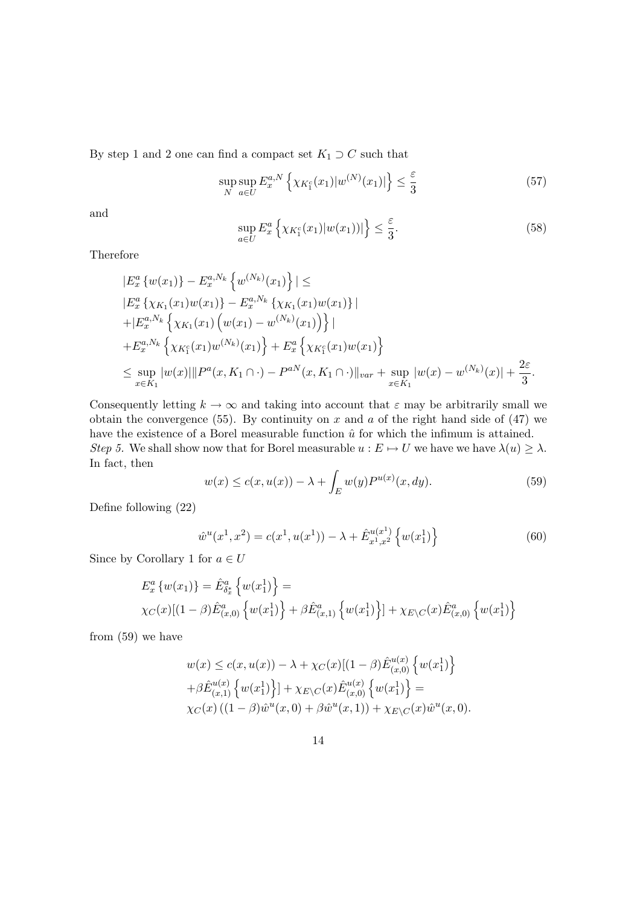By step 1 and 2 one can find a compact set $K_1 \supset C$ such that

$$\sup_N \sup_{a\in U} E_x^{a,N}\left\{\chi_{K_1^c}(x_1)|w^{(N)}(x_1)|\right\} \leq \frac{\varepsilon}{3} \tag{57}$$

and

$$\sup_{a\in U} E_x^{a}\left\{\chi_{K_1^c}(x_1)|w(x_1))|\right\} \leq \frac{\varepsilon}{3}. \tag{58}$$

Therefore

$$\begin{aligned}
&|E_x^a\left\{w(x_1)\right\} - E_x^{a,N_k}\left\{w^{(N_k)}(x_1)\right\}| \leq \\
&|E_x^a\left\{\chi_{K_1}(x_1)w(x_1)\right\} - E_x^{a,N_k}\left\{\chi_{K_1}(x_1)w(x_1)\right\}| \\
&+|E_x^{a,N_k}\left\{\chi_{K_1}(x_1)\left(w(x_1)-w^{(N_k)}(x_1)\right)\right\}| \\
&+E_x^{a,N_k}\left\{\chi_{K_1^c}(x_1)w^{(N_k)}(x_1)\right\} + E_x^a\left\{\chi_{K_1^c}(x_1)w(x_1)\right\} \\
&\leq \sup_{x\in K_1}|w(x)|\|P^a(x,K_1\cap\cdot) - P^{aN}(x,K_1\cap\cdot)\|_{var} + \sup_{x\in K_1}|w(x)-w^{(N_k)}(x)| + \frac{2\varepsilon}{3}.
\end{aligned}$$

Consequently letting $k\to\infty$ and taking into account that $\varepsilon$ may be arbitrarily small we obtain the convergence (55). By continuity on $x$ and $a$ of the right hand side of (47) we have the existence of a Borel measurable function $\hat{u}$ for which the infimum is attained.
*Step 5.* We shall show now that for Borel measurable $u: E \mapsto U$ we have we have $\lambda(u) \geq \lambda$. In fact, then

$$w(x) \leq c(x,u(x)) - \lambda + \int_E w(y)P^{u(x)}(x,dy). \tag{59}$$

Define following (22)

$$\hat{w}^u(x^1,x^2) = c(x^1,u(x^1)) - \lambda + \hat{E}_{x^1,x^2}^{u(x^1)}\left\{w(x_1^1)\right\} \tag{60}$$

Since by Corollary 1 for $a\in U$

$$\begin{aligned}
&E_x^a\left\{w(x_1)\right\} = \hat{E}_{\delta_x^*}^a\left\{w(x_1^1)\right\} = \\
&\chi_C(x)[(1-\beta)\hat{E}_{(x,0)}^a\left\{w(x_1^1)\right\} + \beta\hat{E}_{(x,1)}^a\left\{w(x_1^1)\right\}] + \chi_{E\setminus C}(x)\hat{E}_{(x,0)}^a\left\{w(x_1^1)\right\}
\end{aligned}$$

from (59) we have

$$\begin{aligned}
&w(x) \leq c(x,u(x)) - \lambda + \chi_C(x)[(1-\beta)\hat{E}_{(x,0)}^{u(x)}\left\{w(x_1^1)\right\} \\
&+\beta\hat{E}_{(x,1)}^{u(x)}\left\{w(x_1^1)\right\}] + \chi_{E\setminus C}(x)\hat{E}_{(x,0)}^{u(x)}\left\{w(x_1^1)\right\} = \\
&\chi_C(x)\left((1-\beta)\hat{w}^u(x,0) + \beta\hat{w}^u(x,1)\right) + \chi_{E\setminus C}(x)\hat{w}^u(x,0).
\end{aligned}$$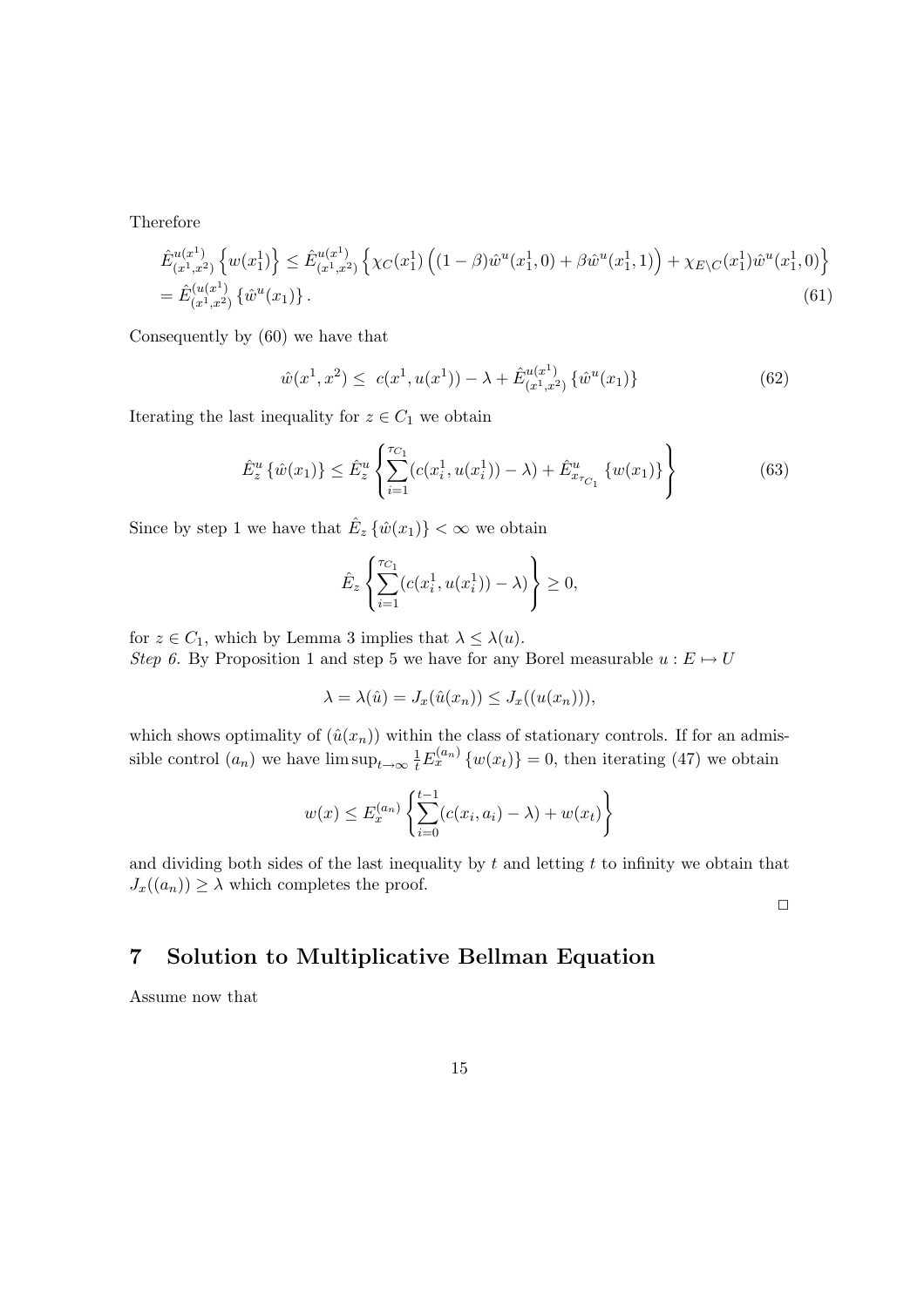Therefore

$$\hat{E}^{u(x^1)}_{(x^1,x^2)}\left\{w(x^1_1)\right\} \leq \hat{E}^{u(x^1)}_{(x^1,x^2)}\left\{\chi_C(x^1_1)\left((1-\beta)\hat{w}^u(x^1_1,0)+\beta\hat{w}^u(x^1_1,1)\right)+\chi_{E\setminus C}(x^1_1)\hat{w}^u(x^1_1,0)\right\}$$
$$= \hat{E}^{(u(x^1)}_{(x^1,x^2)}\left\{\hat{w}^u(x_1)\right\}. \tag{61}$$

Consequently by (60) we have that

$$\hat{w}(x^1,x^2) \leq \ c(x^1,u(x^1)) - \lambda + \hat{E}^{u(x^1)}_{(x^1,x^2)}\left\{\hat{w}^u(x_1)\right\} \tag{62}$$

Iterating the last inequality for $z \in C_1$ we obtain

$$\hat{E}^u_z\left\{\hat{w}(x_1)\right\} \leq \hat{E}^u_z\left\{\sum_{i=1}^{\tau_{C_1}}(c(x^1_i,u(x^1_i))-\lambda)+\hat{E}^u_{x_{\tau_{C_1}}}\left\{w(x_1)\right\}\right\} \tag{63}$$

Since by step 1 we have that $\hat{E}_z\left\{\hat{w}(x_1)\right\} < \infty$ we obtain

$$\hat{E}_z\left\{\sum_{i=1}^{\tau_{C_1}}(c(x^1_i,u(x^1_i))-\lambda)\right\} \geq 0,$$

for $z \in C_1$, which by Lemma 3 implies that $\lambda \leq \lambda(u)$.

*Step 6.* By Proposition 1 and step 5 we have for any Borel measurable $u : E \mapsto U$

$$\lambda = \lambda(\hat{u}) = J_x(\hat{u}(x_n)) \leq J_x((u(x_n))),$$

which shows optimality of $(\hat{u}(x_n))$ within the class of stationary controls. If for an admissible control $(a_n)$ we have $\limsup_{t\to\infty}\frac{1}{t}E^{(a_n)}_x\left\{w(x_t)\right\} = 0$, then iterating (47) we obtain

$$w(x) \leq E^{(a_n)}_x\left\{\sum_{i=0}^{t-1}(c(x_i,a_i)-\lambda)+w(x_t)\right\}$$

and dividing both sides of the last inequality by $t$ and letting $t$ to infinity we obtain that $J_x((a_n)) \geq \lambda$ which completes the proof.

□

## 7 Solution to Multiplicative Bellman Equation

Assume now that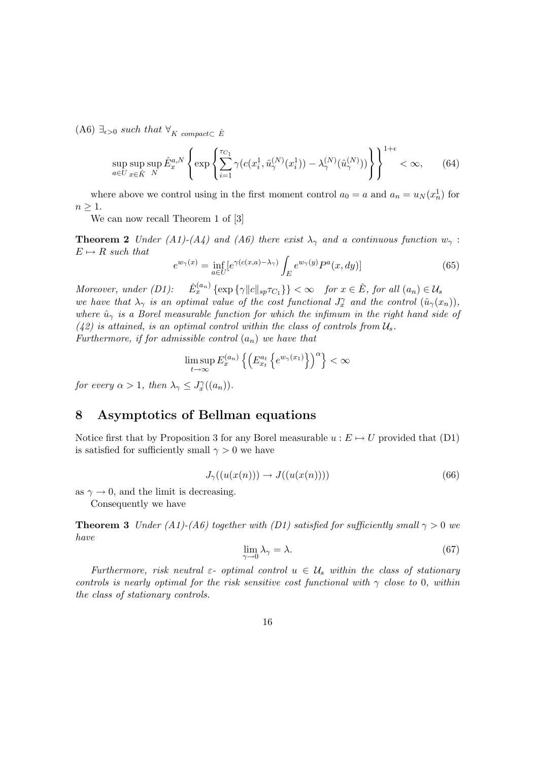(A6) $\exists_{\epsilon>0}$ *such that* $\forall_{K \text{ compact} \subset \hat{E}}$

$$\sup_{a \in U} \sup_{x \in \hat{K}} \sup_N \hat{E}_x^{a,N} \left\{ \exp \left\{ \sum_{i=1}^{\tau_{C_1}} \gamma(c(x_i^1, \hat{u}_\gamma^{(N)}(x_i^1)) - \lambda_\gamma^{(N)}(\hat{u}_\gamma^{(N)})) \right\} \right\}^{1+\epsilon} < \infty, \tag{64}$$

where above we control using in the first moment control $a_0 = a$ and $a_n = u_N(x_n^1)$ for $n \geq 1$.

We can now recall Theorem 1 of [3]

**Theorem 2** *Under (A1)-(A4) and (A6) there exist $\lambda_\gamma$ and a continuous function $w_\gamma : E \mapsto R$ such that*

$$e^{w_\gamma(x)} = \inf_{a \in U} [e^{\gamma(c(x,a) - \lambda_\gamma)} \int_E e^{w_\gamma(y)} P^a(x, dy)] \tag{65}$$

*Moreover, under (D1):* $\quad \hat{E}_x^{(a_n)} \{\exp\{\gamma \|c\|_{sp} \tau_{C_1}\}\} < \infty \quad$ *for $x \in \hat{E}$, for all $(a_n) \in \mathcal{U}_s$ we have that $\lambda_\gamma$ is an optimal value of the cost functional $J_x^\gamma$ and the control $(\hat{u}_\gamma(x_n))$, where $\hat{u}_\gamma$ is a Borel measurable function for which the infimum in the right hand side of (42) is attained, is an optimal control within the class of controls from $\mathcal{U}_s$.*
*Furthermore, if for admissible control $(a_n)$ we have that*

$$\limsup_{t \to \infty} E_x^{(a_n)} \left\{ \left( E_{x_t}^{a_t} \left\{ e^{w_\gamma(x_1)} \right\} \right)^\alpha \right\} < \infty$$

*for every $\alpha > 1$, then $\lambda_\gamma \leq J_x^\gamma((a_n))$.*

## 8 Asymptotics of Bellman equations

Notice first that by Proposition 3 for any Borel measurable $u : E \mapsto U$ provided that (D1) is satisfied for sufficiently small $\gamma > 0$ we have

$$J_\gamma((u(x(n))) \to J((u(x(n)))) \tag{66}$$

as $\gamma \to 0$, and the limit is decreasing.

Consequently we have

**Theorem 3** *Under (A1)-(A6) together with (D1) satisfied for sufficiently small $\gamma > 0$ we have*

$$\lim_{\gamma \to 0} \lambda_\gamma = \lambda. \tag{67}$$

*Furthermore, risk neutral $\varepsilon$- optimal control $u \in \mathcal{U}_s$ within the class of stationary controls is nearly optimal for the risk sensitive cost functional with $\gamma$ close to 0, within the class of stationary controls.*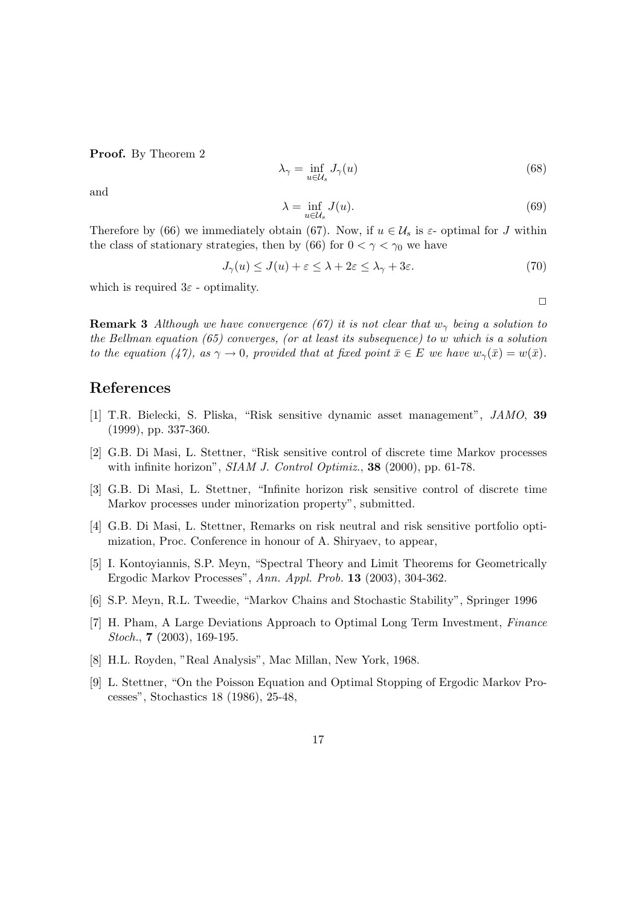**Proof.** By Theorem 2

$$\lambda_\gamma = \inf_{u \in \mathcal{U}_s} J_\gamma(u) \tag{68}$$

and

$$\lambda = \inf_{u \in \mathcal{U}_s} J(u). \tag{69}$$

Therefore by (66) we immediately obtain (67). Now, if $u \in \mathcal{U}_s$ is $\varepsilon$- optimal for $J$ within the class of stationary strategies, then by (66) for $0 < \gamma < \gamma_0$ we have

$$J_\gamma(u) \leq J(u) + \varepsilon \leq \lambda + 2\varepsilon \leq \lambda_\gamma + 3\varepsilon. \tag{70}$$

which is required $3\varepsilon$ - optimality.

□

**Remark 3** *Although we have convergence (67) it is not clear that $w_\gamma$ being a solution to the Bellman equation (65) converges, (or at least its subsequence) to $w$ which is a solution to the equation (47), as $\gamma \to 0$, provided that at fixed point $\bar{x} \in E$ we have $w_\gamma(\bar{x}) = w(\bar{x})$.*

# References

[1] T.R. Bielecki, S. Pliska, "Risk sensitive dynamic asset management", *JAMO*, **39** (1999), pp. 337-360.

[2] G.B. Di Masi, L. Stettner, "Risk sensitive control of discrete time Markov processes with infinite horizon", *SIAM J. Control Optimiz.*, **38** (2000), pp. 61-78.

[3] G.B. Di Masi, L. Stettner, "Infinite horizon risk sensitive control of discrete time Markov processes under minorization property", submitted.

[4] G.B. Di Masi, L. Stettner, Remarks on risk neutral and risk sensitive portfolio optimization, Proc. Conference in honour of A. Shiryaev, to appear,

[5] I. Kontoyiannis, S.P. Meyn, "Spectral Theory and Limit Theorems for Geometrically Ergodic Markov Processes", *Ann. Appl. Prob.* **13** (2003), 304-362.

[6] S.P. Meyn, R.L. Tweedie, "Markov Chains and Stochastic Stability", Springer 1996

[7] H. Pham, A Large Deviations Approach to Optimal Long Term Investment, *Finance Stoch.*, **7** (2003), 169-195.

[8] H.L. Royden, "Real Analysis", Mac Millan, New York, 1968.

[9] L. Stettner, "On the Poisson Equation and Optimal Stopping of Ergodic Markov Processes", Stochastics 18 (1986), 25-48,